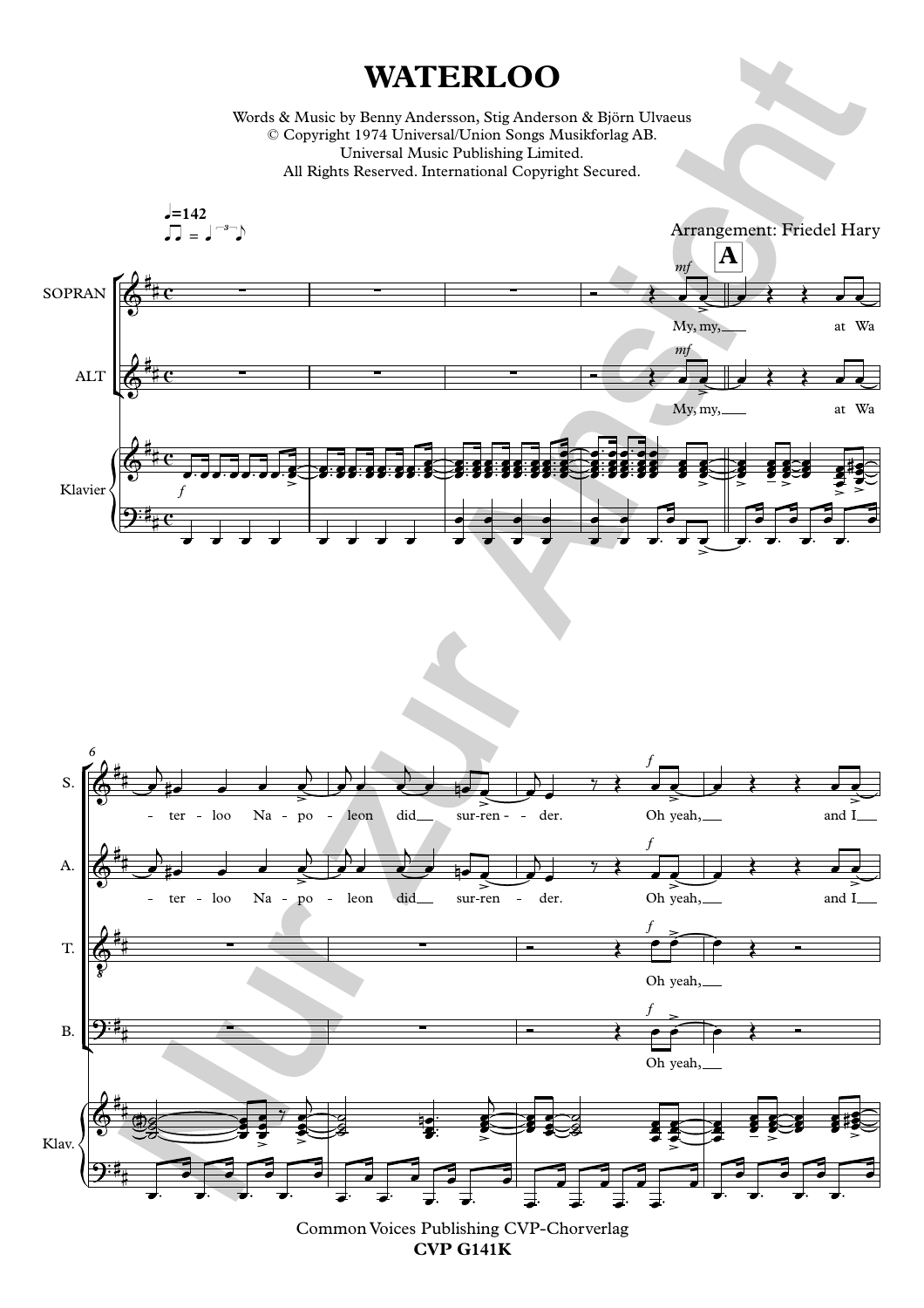# WATERLOO

Words & Music by Benny Andersson, Stig Anderson & Björn Ulvaeus
© Copyright 1974 Universal/Union Songs Musikforlag AB.
Universal Music Publishing Limited.
All Rights Reserved. International Copyright Secured.

Arrangement: Friedel Hary

Common Voices Publishing CVP-Chorverlag
**CVP G141K**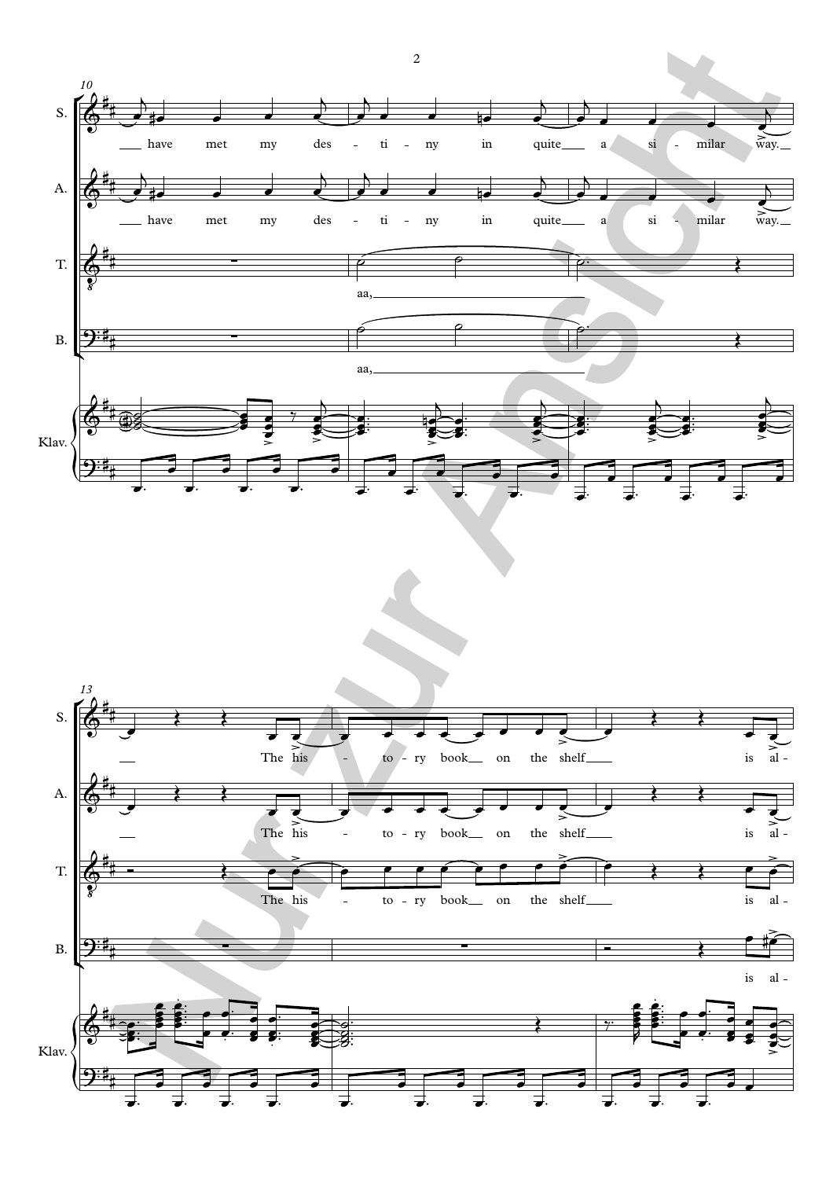10

S. ___ have met my des - ti - ny in quite ___ a si - milar way. ___

A. ___ have met my des - ti - ny in quite ___ a si - milar way. ___

T. aa, ___

B. aa, ___

Klav.

13

S. ___ The his - to - ry book ___ on the shelf ___ is al -

A. ___ The his - to - ry book ___ on the shelf ___ is al -

T. The his - to - ry book ___ on the shelf ___ is al -

B. is al -

Klav.

Nur zur Ansicht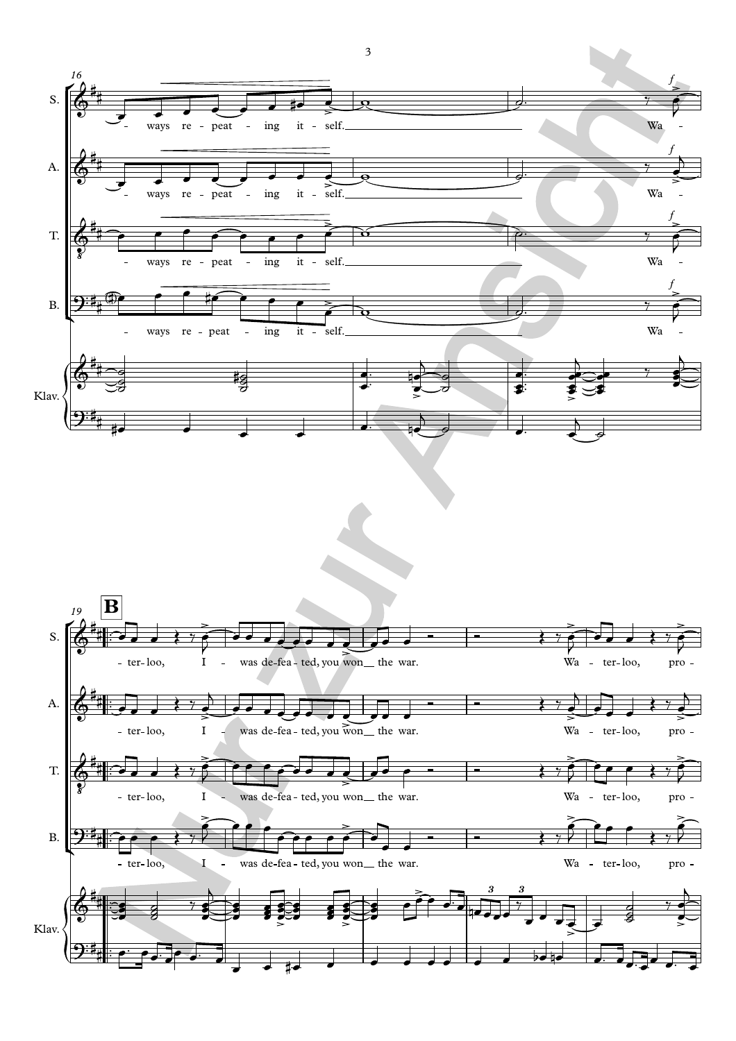16

S. – ways re - peat - ing it - self. Wa -

A. – ways re - peat - ing it - self. Wa -

T. – ways re - peat - ing it - self. Wa -

B. – ways re - peat - ing it - self. Wa -

Klav.

19 **B**

S. - ter - loo, I - was de - fea - ted, you won __ the war. Wa - ter - loo, pro -

A. - ter - loo, I - was de - fea - ted, you won __ the war. Wa - ter - loo, pro -

T. - ter - loo, I - was de - fea - ted, you won __ the war. Wa - ter - loo, pro -

B. - ter - loo, I - was de - fea - ted, you won __ the war. Wa - ter - loo, pro -

Klav.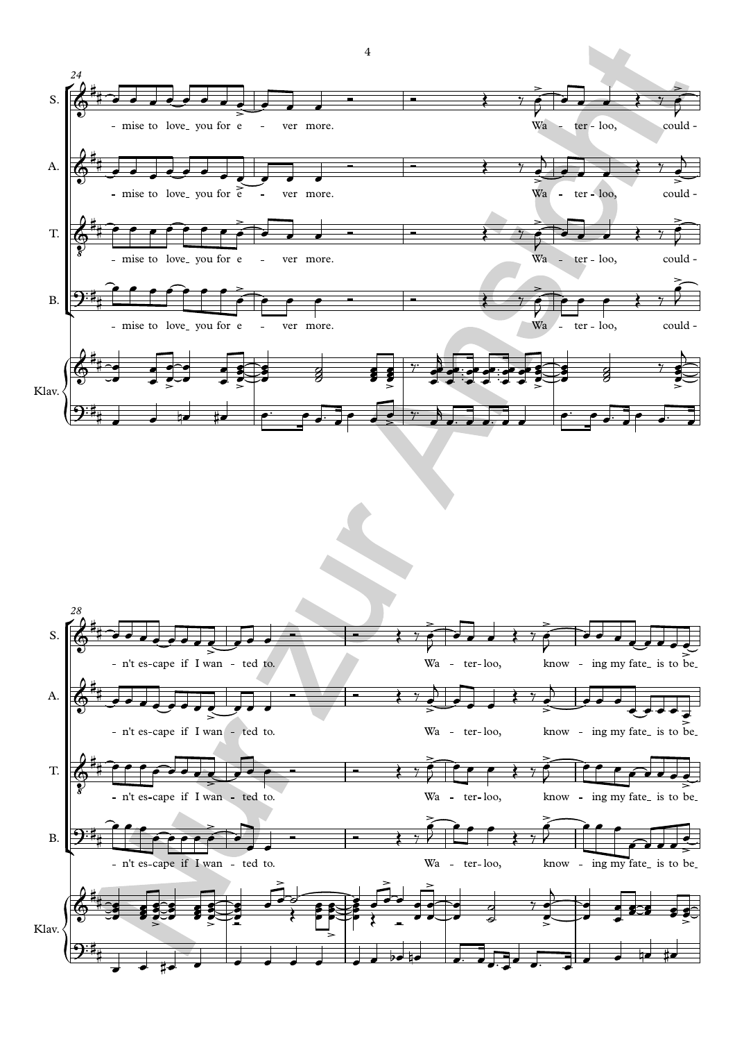24

S. - mise to love_ you for e - ver more. Wa - ter - loo, could -

A. - mise to love_ you for e - ver more. Wa - ter - loo, could -

T. - mise to love_ you for e - ver more. Wa - ter - loo, could -

B. - mise to love_ you for e - ver more. Wa - ter - loo, could -

Klav.

28

S. - n't es - cape if I wan - ted to. Wa - ter - loo, know - ing my fate_ is to be_

A. - n't es - cape if I wan - ted to. Wa - ter - loo, know - ing my fate_ is to be_

T. - n't es - cape if I wan - ted to. Wa - ter - loo, know - ing my fate_ is to be_

B. - n't es - cape if I wan - ted to. Wa - ter - loo, know - ing my fate_ is to be_

Klav.

Nur Zur Ansicht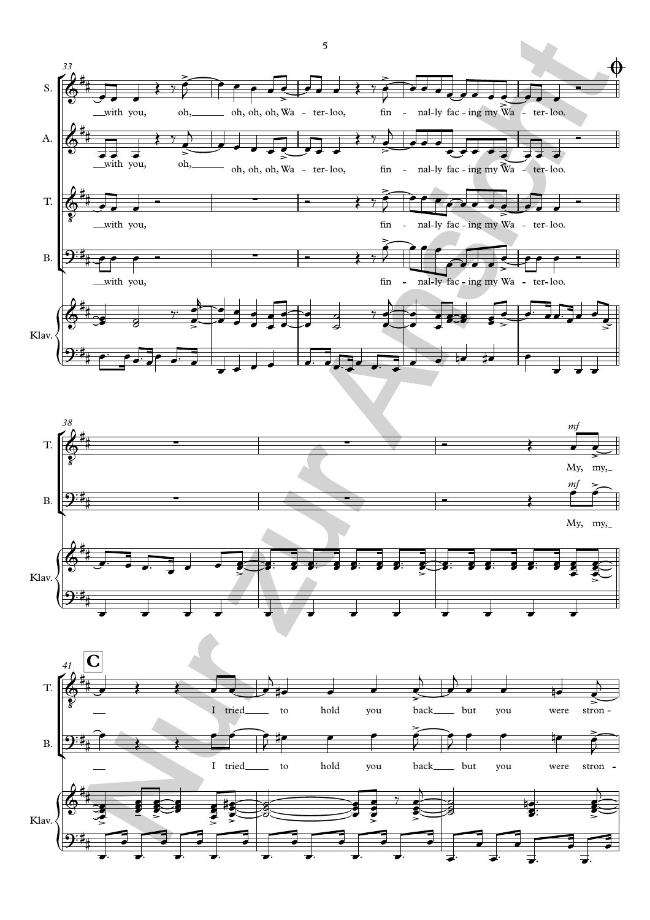33

S. — with you, oh, oh, oh, oh, Wa - ter - loo, fin - nal-ly fac - ing my Wa - ter - loo.

A. — with you, oh, oh, oh, oh, Wa - ter - loo, fin - nal-ly fac - ing my Wa - ter - loo.

T. — with you, fin - nal-ly fac - ing my Wa - ter - loo.

B. — with you, fin - nal-ly fac - ing my Wa - ter - loo.

Klav.

38

T. *mf* My, my, —

B. *mf* My, my, —

Klav.

41 **C**

T. — I tried — to hold you back — but you were stron -

B. — I tried — to hold you back — but you were stron -

Klav.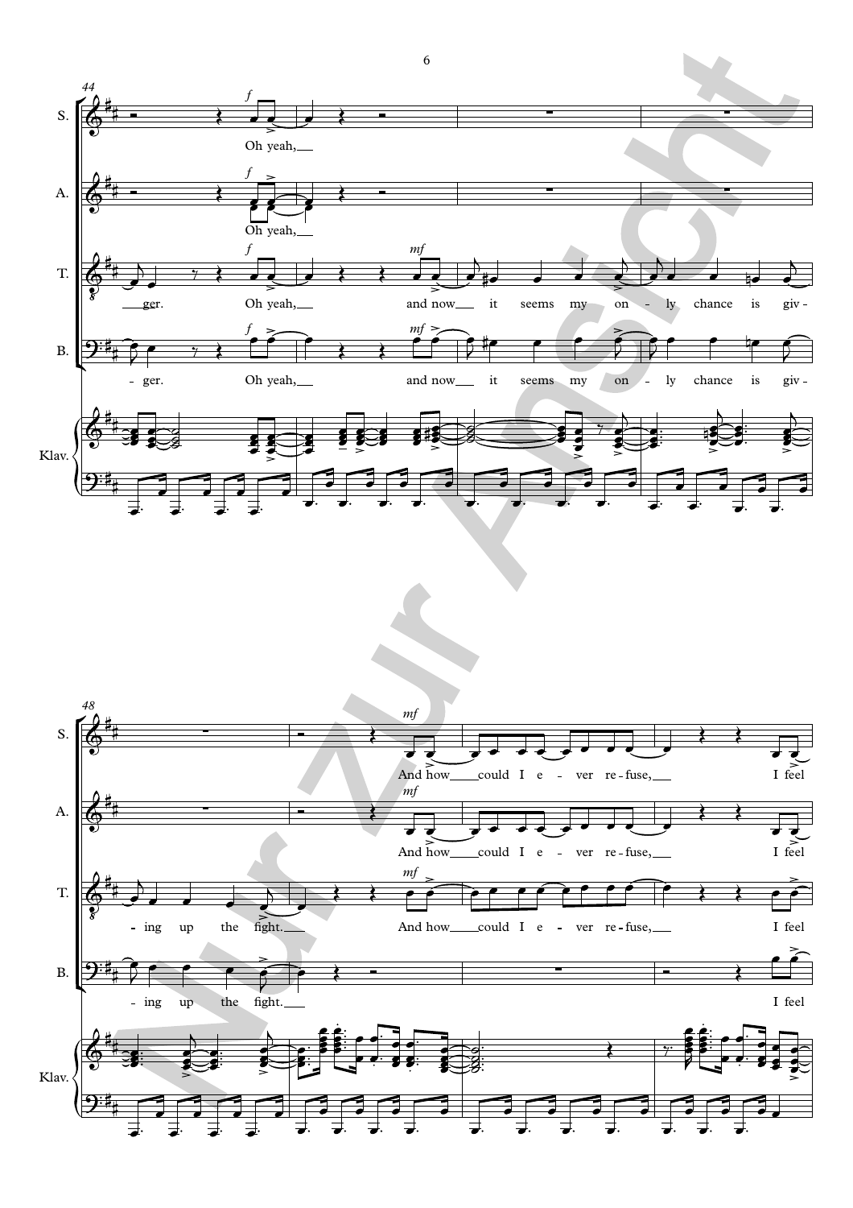44

S. Oh yeah,

A. Oh yeah,

T. ger. Oh yeah, and now it seems my on - ly chance is giv -

B. - ger. Oh yeah, and now it seems my on - ly chance is giv -

Klav.

48

S. And how could I e - ver re - fuse, I feel

A. And how could I e - ver re - fuse, I feel

T. - ing up the fight. And how could I e - ver re - fuse, I feel

B. - ing up the fight. I feel

Klav.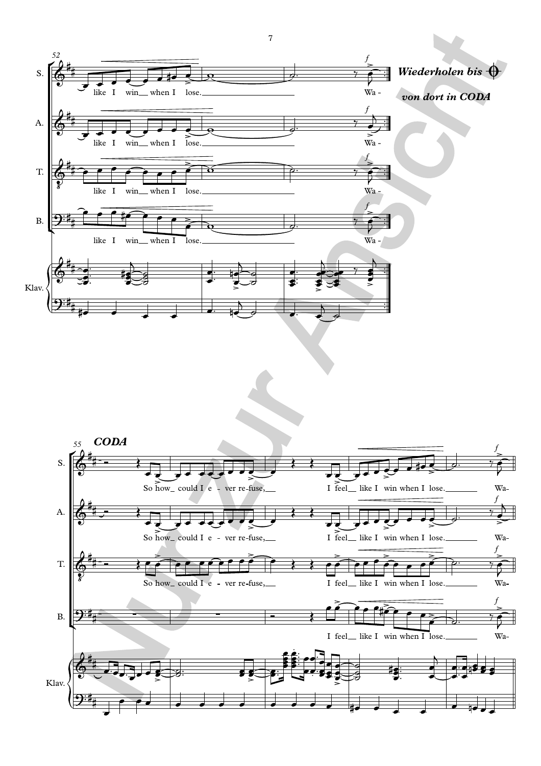Wiederholen bis 𝄌 von dort in CODA

CODA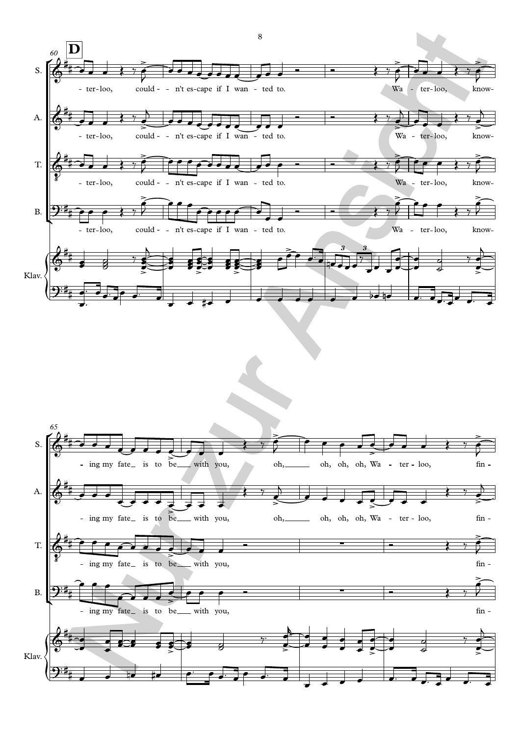**D**

60

S. - ter-loo, could - - n't es-cape if I wan - ted to. Wa - ter-loo, know-

A. - ter-loo, could - - n't es-cape if I wan - ted to. Wa - ter-loo, know-

T. - ter-loo, could - - n't es-cape if I wan - ted to. Wa - ter-loo, know-

B. - ter-loo, could - - n't es-cape if I wan - ted to. Wa - ter-loo, know-

Klav.

65

S. - ing my fate_ is to be___ with you, oh,_____ oh, oh, oh, Wa - ter - loo, fin -

A. - ing my fate_ is to be___ with you, oh,_____ oh, oh, oh, Wa - ter - loo, fin -

T. - ing my fate_ is to be___ with you, fin -

B. - ing my fate_ is to be___ with you, fin -

Klav.

Nur zur Ansicht